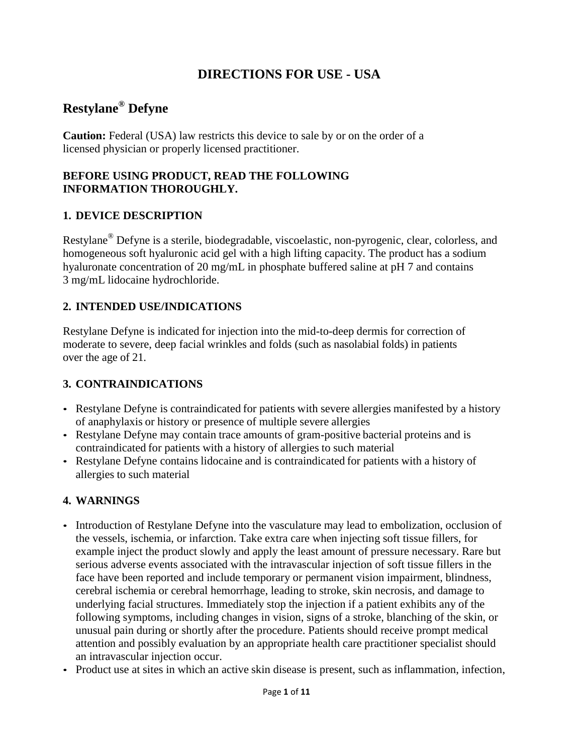# DIRECTIONS FOR USE - USA

## Restylane® Defyne

**Caution:** Federal (USA) law restricts this device to sale by or on the order of a licensed physician or properly licensed practitioner.

**BEFORE USING PRODUCT, READ THE FOLLOWING INFORMATION THOROUGHLY.**

### 1. DEVICE DESCRIPTION

Restylane® Defyne is a sterile, biodegradable, viscoelastic, non-pyrogenic, clear, colorless, and homogeneous soft hyaluronic acid gel with a high lifting capacity. The product has a sodium hyaluronate concentration of 20 mg/mL in phosphate buffered saline at pH 7 and contains 3 mg/mL lidocaine hydrochloride.

### 2. INTENDED USE/INDICATIONS

Restylane Defyne is indicated for injection into the mid-to-deep dermis for correction of moderate to severe, deep facial wrinkles and folds (such as nasolabial folds) in patients over the age of 21.

### 3. CONTRAINDICATIONS

- Restylane Defyne is contraindicated for patients with severe allergies manifested by a history of anaphylaxis or history or presence of multiple severe allergies
- Restylane Defyne may contain trace amounts of gram-positive bacterial proteins and is contraindicated for patients with a history of allergies to such material
- Restylane Defyne contains lidocaine and is contraindicated for patients with a history of allergies to such material

### 4. WARNINGS

- Introduction of Restylane Defyne into the vasculature may lead to embolization, occlusion of the vessels, ischemia, or infarction. Take extra care when injecting soft tissue fillers, for example inject the product slowly and apply the least amount of pressure necessary. Rare but serious adverse events associated with the intravascular injection of soft tissue fillers in the face have been reported and include temporary or permanent vision impairment, blindness, cerebral ischemia or cerebral hemorrhage, leading to stroke, skin necrosis, and damage to underlying facial structures. Immediately stop the injection if a patient exhibits any of the following symptoms, including changes in vision, signs of a stroke, blanching of the skin, or unusual pain during or shortly after the procedure. Patients should receive prompt medical attention and possibly evaluation by an appropriate health care practitioner specialist should an intravascular injection occur.
- Product use at sites in which an active skin disease is present, such as inflammation, infection,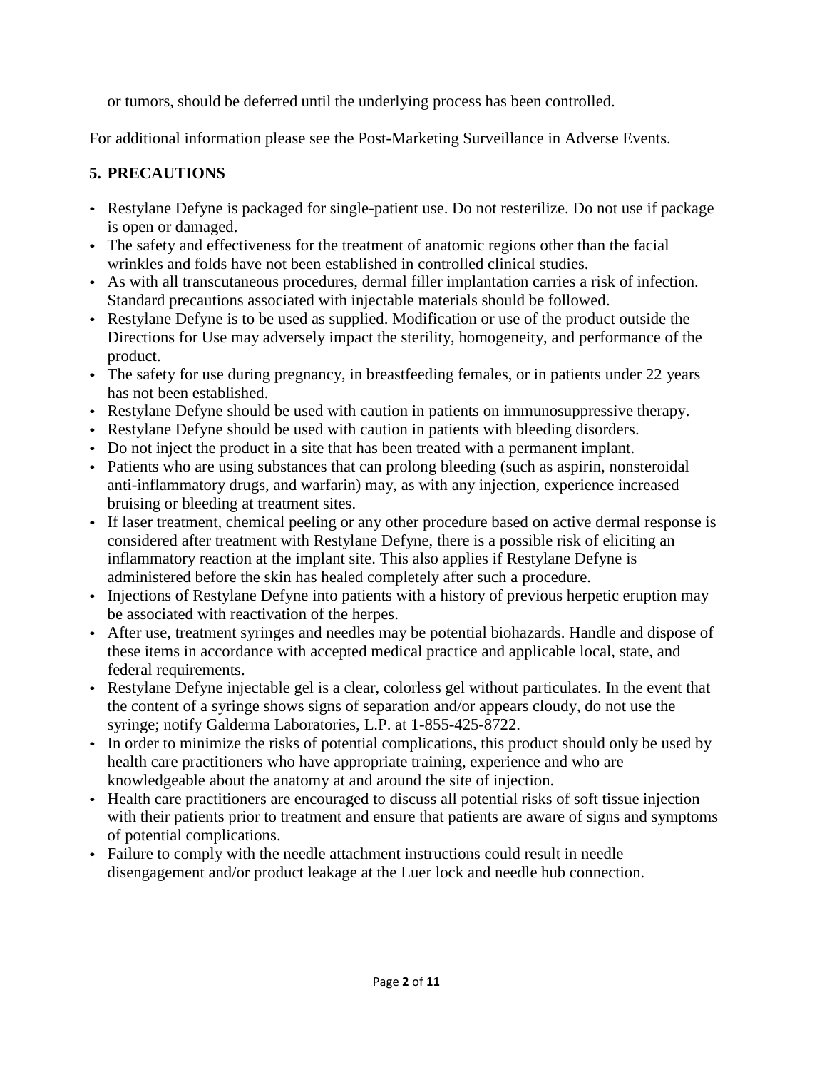or tumors, should be deferred until the underlying process has been controlled.

For additional information please see the Post-Marketing Surveillance in Adverse Events.

## 5. PRECAUTIONS

- Restylane Defyne is packaged for single-patient use. Do not resterilize. Do not use if package is open or damaged.
- The safety and effectiveness for the treatment of anatomic regions other than the facial wrinkles and folds have not been established in controlled clinical studies.
- As with all transcutaneous procedures, dermal filler implantation carries a risk of infection. Standard precautions associated with injectable materials should be followed.
- Restylane Defyne is to be used as supplied. Modification or use of the product outside the Directions for Use may adversely impact the sterility, homogeneity, and performance of the product.
- The safety for use during pregnancy, in breastfeeding females, or in patients under 22 years has not been established.
- Restylane Defyne should be used with caution in patients on immunosuppressive therapy.
- Restylane Defyne should be used with caution in patients with bleeding disorders.
- Do not inject the product in a site that has been treated with a permanent implant.
- Patients who are using substances that can prolong bleeding (such as aspirin, nonsteroidal anti-inflammatory drugs, and warfarin) may, as with any injection, experience increased bruising or bleeding at treatment sites.
- If laser treatment, chemical peeling or any other procedure based on active dermal response is considered after treatment with Restylane Defyne, there is a possible risk of eliciting an inflammatory reaction at the implant site. This also applies if Restylane Defyne is administered before the skin has healed completely after such a procedure.
- Injections of Restylane Defyne into patients with a history of previous herpetic eruption may be associated with reactivation of the herpes.
- After use, treatment syringes and needles may be potential biohazards. Handle and dispose of these items in accordance with accepted medical practice and applicable local, state, and federal requirements.
- Restylane Defyne injectable gel is a clear, colorless gel without particulates. In the event that the content of a syringe shows signs of separation and/or appears cloudy, do not use the syringe; notify Galderma Laboratories, L.P. at 1-855-425-8722.
- In order to minimize the risks of potential complications, this product should only be used by health care practitioners who have appropriate training, experience and who are knowledgeable about the anatomy at and around the site of injection.
- Health care practitioners are encouraged to discuss all potential risks of soft tissue injection with their patients prior to treatment and ensure that patients are aware of signs and symptoms of potential complications.
- Failure to comply with the needle attachment instructions could result in needle disengagement and/or product leakage at the Luer lock and needle hub connection.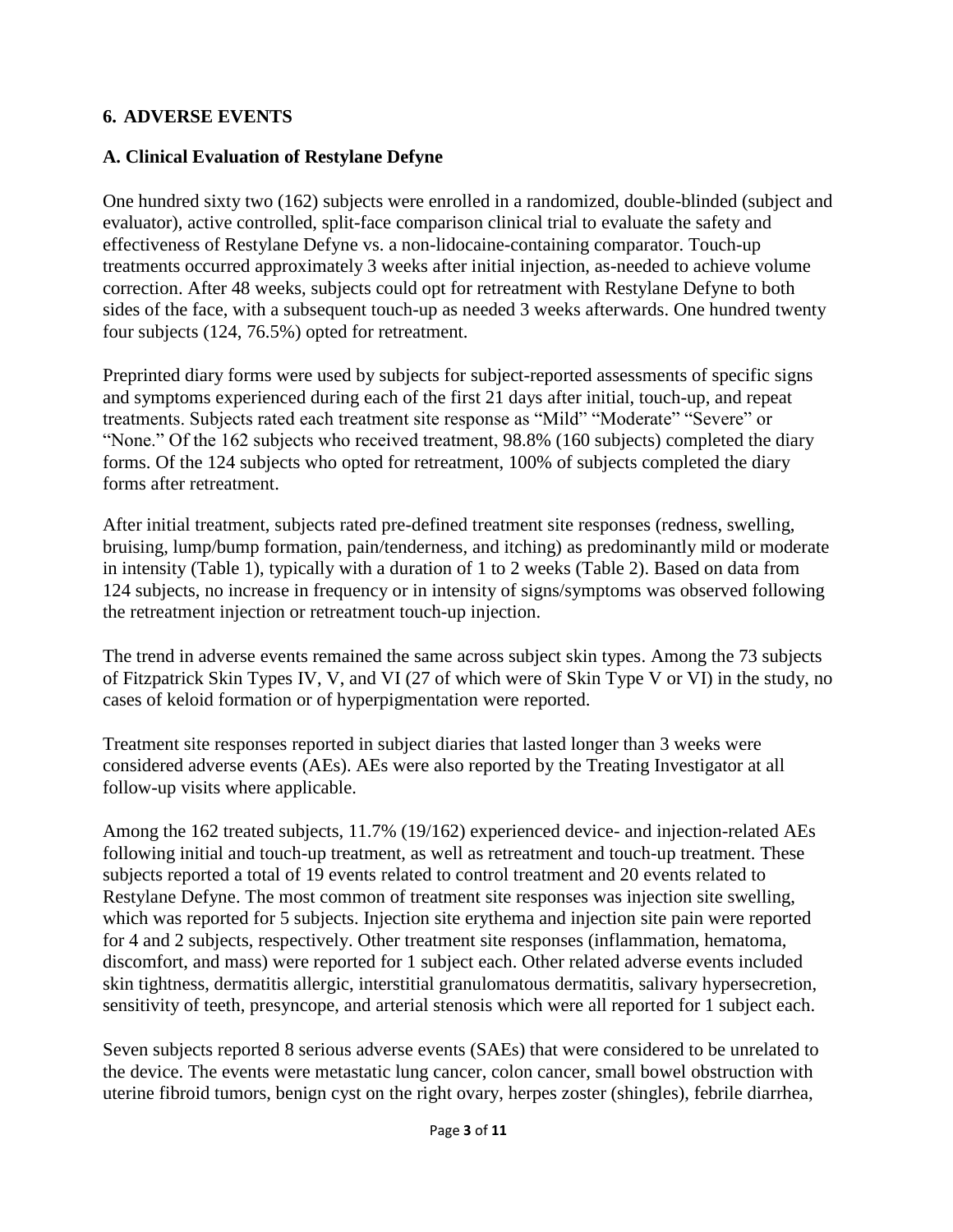## 6. ADVERSE EVENTS

### A. Clinical Evaluation of Restylane Defyne

One hundred sixty two (162) subjects were enrolled in a randomized, double-blinded (subject and evaluator), active controlled, split-face comparison clinical trial to evaluate the safety and effectiveness of Restylane Defyne vs. a non-lidocaine-containing comparator. Touch-up treatments occurred approximately 3 weeks after initial injection, as-needed to achieve volume correction. After 48 weeks, subjects could opt for retreatment with Restylane Defyne to both sides of the face, with a subsequent touch-up as needed 3 weeks afterwards. One hundred twenty four subjects (124, 76.5%) opted for retreatment.

Preprinted diary forms were used by subjects for subject-reported assessments of specific signs and symptoms experienced during each of the first 21 days after initial, touch-up, and repeat treatments. Subjects rated each treatment site response as "Mild" "Moderate" "Severe" or "None." Of the 162 subjects who received treatment, 98.8% (160 subjects) completed the diary forms. Of the 124 subjects who opted for retreatment, 100% of subjects completed the diary forms after retreatment.

After initial treatment, subjects rated pre-defined treatment site responses (redness, swelling, bruising, lump/bump formation, pain/tenderness, and itching) as predominantly mild or moderate in intensity (Table 1), typically with a duration of 1 to 2 weeks (Table 2). Based on data from 124 subjects, no increase in frequency or in intensity of signs/symptoms was observed following the retreatment injection or retreatment touch-up injection.

The trend in adverse events remained the same across subject skin types. Among the 73 subjects of Fitzpatrick Skin Types IV, V, and VI (27 of which were of Skin Type V or VI) in the study, no cases of keloid formation or of hyperpigmentation were reported.

Treatment site responses reported in subject diaries that lasted longer than 3 weeks were considered adverse events (AEs). AEs were also reported by the Treating Investigator at all follow-up visits where applicable.

Among the 162 treated subjects, 11.7% (19/162) experienced device- and injection-related AEs following initial and touch-up treatment, as well as retreatment and touch-up treatment. These subjects reported a total of 19 events related to control treatment and 20 events related to Restylane Defyne. The most common of treatment site responses was injection site swelling, which was reported for 5 subjects. Injection site erythema and injection site pain were reported for 4 and 2 subjects, respectively. Other treatment site responses (inflammation, hematoma, discomfort, and mass) were reported for 1 subject each. Other related adverse events included skin tightness, dermatitis allergic, interstitial granulomatous dermatitis, salivary hypersecretion, sensitivity of teeth, presyncope, and arterial stenosis which were all reported for 1 subject each.

Seven subjects reported 8 serious adverse events (SAEs) that were considered to be unrelated to the device. The events were metastatic lung cancer, colon cancer, small bowel obstruction with uterine fibroid tumors, benign cyst on the right ovary, herpes zoster (shingles), febrile diarrhea,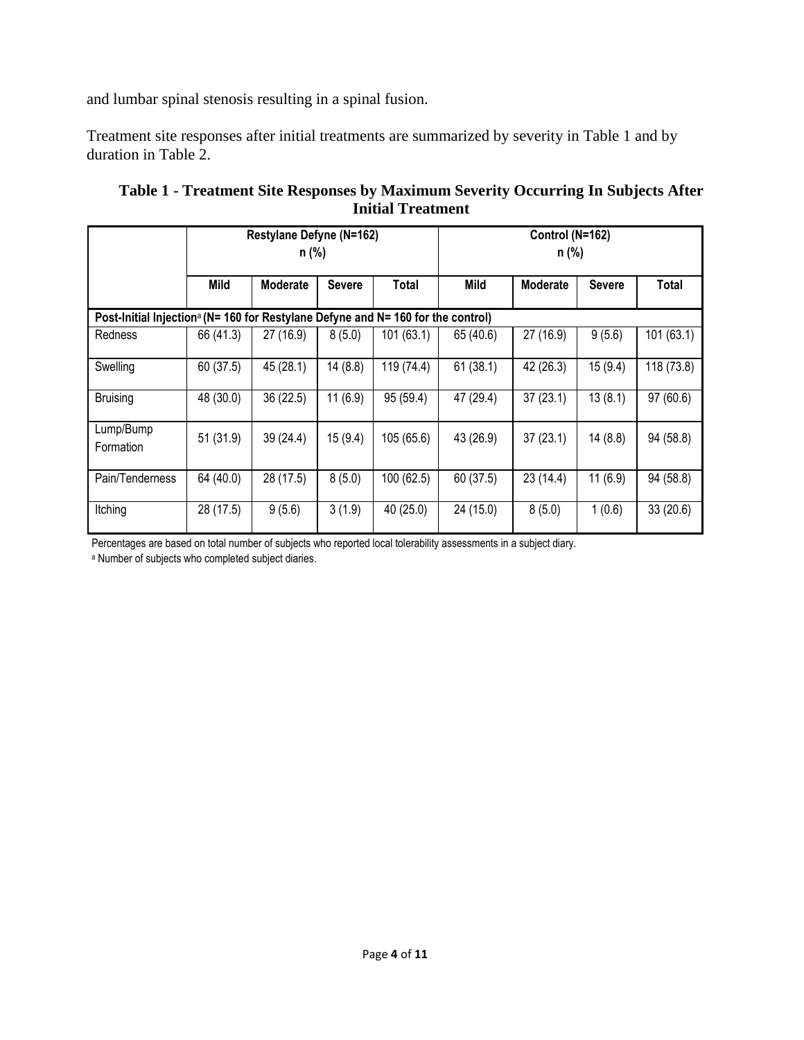and lumbar spinal stenosis resulting in a spinal fusion.

Treatment site responses after initial treatments are summarized by severity in Table 1 and by duration in Table 2.

**Table 1 - Treatment Site Responses by Maximum Severity Occurring In Subjects After Initial Treatment**

| | Restylane Defyne (N=162) n (%) | | | | Control (N=162) n (%) | | | |
|---|---|---|---|---|---|---|---|---|
| | **Mild** | **Moderate** | **Severe** | **Total** | **Mild** | **Moderate** | **Severe** | **Total** |
| **Post-Initial Injection[a] (N= 160 for Restylane Defyne and N= 160 for the control)** | | | | | | | | |
| Redness | 66 (41.3) | 27 (16.9) | 8 (5.0) | 101 (63.1) | 65 (40.6) | 27 (16.9) | 9 (5.6) | 101 (63.1) |
| Swelling | 60 (37.5) | 45 (28.1) | 14 (8.8) | 119 (74.4) | 61 (38.1) | 42 (26.3) | 15 (9.4) | 118 (73.8) |
| Bruising | 48 (30.0) | 36 (22.5) | 11 (6.9) | 95 (59.4) | 47 (29.4) | 37 (23.1) | 13 (8.1) | 97 (60.6) |
| Lump/Bump Formation | 51 (31.9) | 39 (24.4) | 15 (9.4) | 105 (65.6) | 43 (26.9) | 37 (23.1) | 14 (8.8) | 94 (58.8) |
| Pain/Tenderness | 64 (40.0) | 28 (17.5) | 8 (5.0) | 100 (62.5) | 60 (37.5) | 23 (14.4) | 11 (6.9) | 94 (58.8) |
| Itching | 28 (17.5) | 9 (5.6) | 3 (1.9) | 40 (25.0) | 24 (15.0) | 8 (5.0) | 1 (0.6) | 33 (20.6) |

Percentages are based on total number of subjects who reported local tolerability assessments in a subject diary.

[a] Number of subjects who completed subject diaries.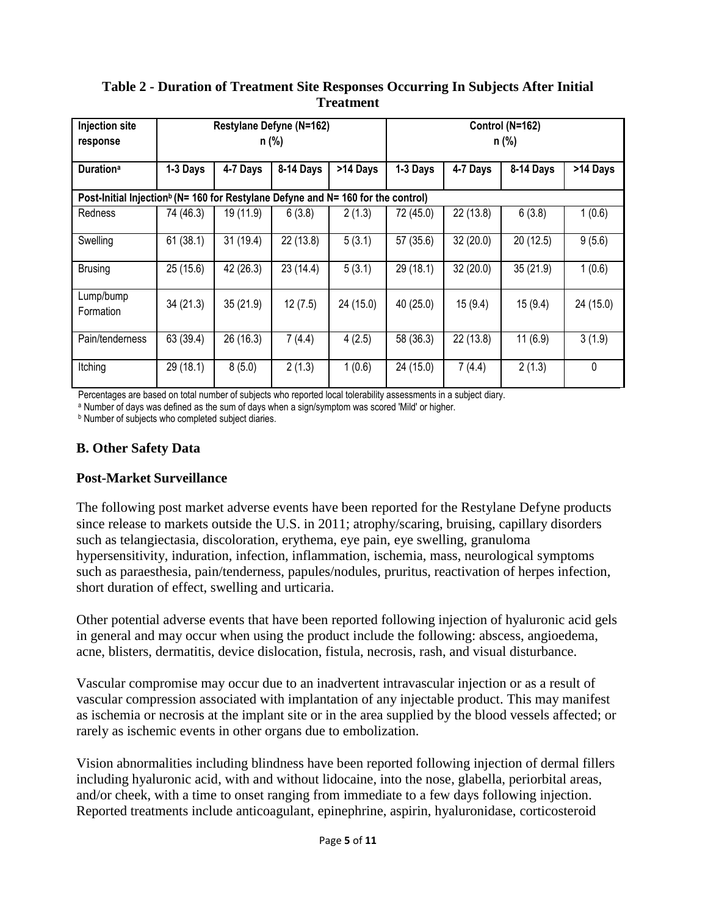**Table 2 - Duration of Treatment Site Responses Occurring In Subjects After Initial Treatment**

| Injection site response | Restylane Defyne (N=162) n (%) | | | | Control (N=162) n (%) | | | |
|---|---|---|---|---|---|---|---|---|
| Duration[a] | 1-3 Days | 4-7 Days | 8-14 Days | >14 Days | 1-3 Days | 4-7 Days | 8-14 Days | >14 Days |
| Post-Initial Injection[b] (N= 160 for Restylane Defyne and N= 160 for the control) | | | | | | | | |
| Redness | 74 (46.3) | 19 (11.9) | 6 (3.8) | 2 (1.3) | 72 (45.0) | 22 (13.8) | 6 (3.8) | 1 (0.6) |
| Swelling | 61 (38.1) | 31 (19.4) | 22 (13.8) | 5 (3.1) | 57 (35.6) | 32 (20.0) | 20 (12.5) | 9 (5.6) |
| Brusing | 25 (15.6) | 42 (26.3) | 23 (14.4) | 5 (3.1) | 29 (18.1) | 32 (20.0) | 35 (21.9) | 1 (0.6) |
| Lump/bump Formation | 34 (21.3) | 35 (21.9) | 12 (7.5) | 24 (15.0) | 40 (25.0) | 15 (9.4) | 15 (9.4) | 24 (15.0) |
| Pain/tenderness | 63 (39.4) | 26 (16.3) | 7 (4.4) | 4 (2.5) | 58 (36.3) | 22 (13.8) | 11 (6.9) | 3 (1.9) |
| Itching | 29 (18.1) | 8 (5.0) | 2 (1.3) | 1 (0.6) | 24 (15.0) | 7 (4.4) | 2 (1.3) | 0 |

Percentages are based on total number of subjects who reported local tolerability assessments in a subject diary.

[a] Number of days was defined as the sum of days when a sign/symptom was scored 'Mild' or higher.

[b] Number of subjects who completed subject diaries.

## B. Other Safety Data

### Post-Market Surveillance

The following post market adverse events have been reported for the Restylane Defyne products since release to markets outside the U.S. in 2011; atrophy/scaring, bruising, capillary disorders such as telangiectasia, discoloration, erythema, eye pain, eye swelling, granuloma hypersensitivity, induration, infection, inflammation, ischemia, mass, neurological symptoms such as paraesthesia, pain/tenderness, papules/nodules, pruritus, reactivation of herpes infection, short duration of effect, swelling and urticaria.

Other potential adverse events that have been reported following injection of hyaluronic acid gels in general and may occur when using the product include the following: abscess, angioedema, acne, blisters, dermatitis, device dislocation, fistula, necrosis, rash, and visual disturbance.

Vascular compromise may occur due to an inadvertent intravascular injection or as a result of vascular compression associated with implantation of any injectable product. This may manifest as ischemia or necrosis at the implant site or in the area supplied by the blood vessels affected; or rarely as ischemic events in other organs due to embolization.

Vision abnormalities including blindness have been reported following injection of dermal fillers including hyaluronic acid, with and without lidocaine, into the nose, glabella, periorbital areas, and/or cheek, with a time to onset ranging from immediate to a few days following injection. Reported treatments include anticoagulant, epinephrine, aspirin, hyaluronidase, corticosteroid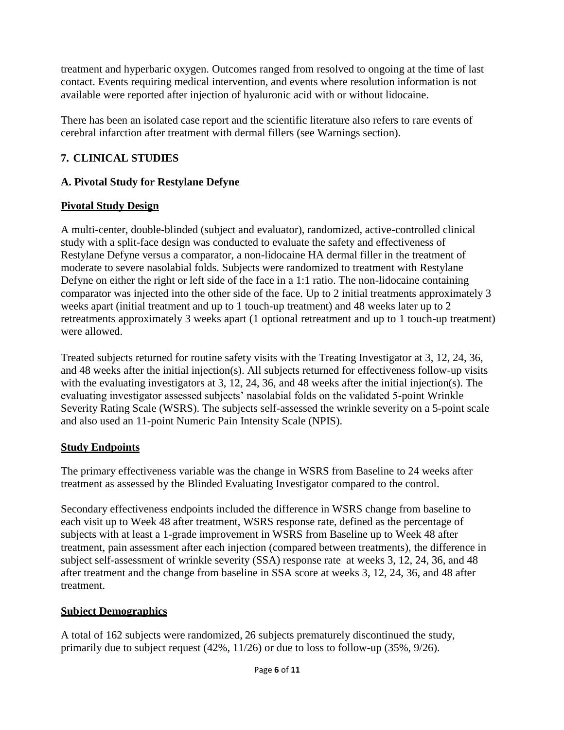treatment and hyperbaric oxygen. Outcomes ranged from resolved to ongoing at the time of last contact. Events requiring medical intervention, and events where resolution information is not available were reported after injection of hyaluronic acid with or without lidocaine.

There has been an isolated case report and the scientific literature also refers to rare events of cerebral infarction after treatment with dermal fillers (see Warnings section).

## 7. CLINICAL STUDIES

### A. Pivotal Study for Restylane Defyne

**Pivotal Study Design**

A multi-center, double-blinded (subject and evaluator), randomized, active-controlled clinical study with a split-face design was conducted to evaluate the safety and effectiveness of Restylane Defyne versus a comparator, a non-lidocaine HA dermal filler in the treatment of moderate to severe nasolabial folds. Subjects were randomized to treatment with Restylane Defyne on either the right or left side of the face in a 1:1 ratio. The non-lidocaine containing comparator was injected into the other side of the face. Up to 2 initial treatments approximately 3 weeks apart (initial treatment and up to 1 touch-up treatment) and 48 weeks later up to 2 retreatments approximately 3 weeks apart (1 optional retreatment and up to 1 touch-up treatment) were allowed.

Treated subjects returned for routine safety visits with the Treating Investigator at 3, 12, 24, 36, and 48 weeks after the initial injection(s). All subjects returned for effectiveness follow-up visits with the evaluating investigators at 3, 12, 24, 36, and 48 weeks after the initial injection(s). The evaluating investigator assessed subjects' nasolabial folds on the validated 5-point Wrinkle Severity Rating Scale (WSRS). The subjects self-assessed the wrinkle severity on a 5-point scale and also used an 11-point Numeric Pain Intensity Scale (NPIS).

**Study Endpoints**

The primary effectiveness variable was the change in WSRS from Baseline to 24 weeks after treatment as assessed by the Blinded Evaluating Investigator compared to the control.

Secondary effectiveness endpoints included the difference in WSRS change from baseline to each visit up to Week 48 after treatment, WSRS response rate, defined as the percentage of subjects with at least a 1-grade improvement in WSRS from Baseline up to Week 48 after treatment, pain assessment after each injection (compared between treatments), the difference in subject self-assessment of wrinkle severity (SSA) response rate at weeks 3, 12, 24, 36, and 48 after treatment and the change from baseline in SSA score at weeks 3, 12, 24, 36, and 48 after treatment.

**Subject Demographics**

A total of 162 subjects were randomized, 26 subjects prematurely discontinued the study, primarily due to subject request (42%, 11/26) or due to loss to follow-up (35%, 9/26).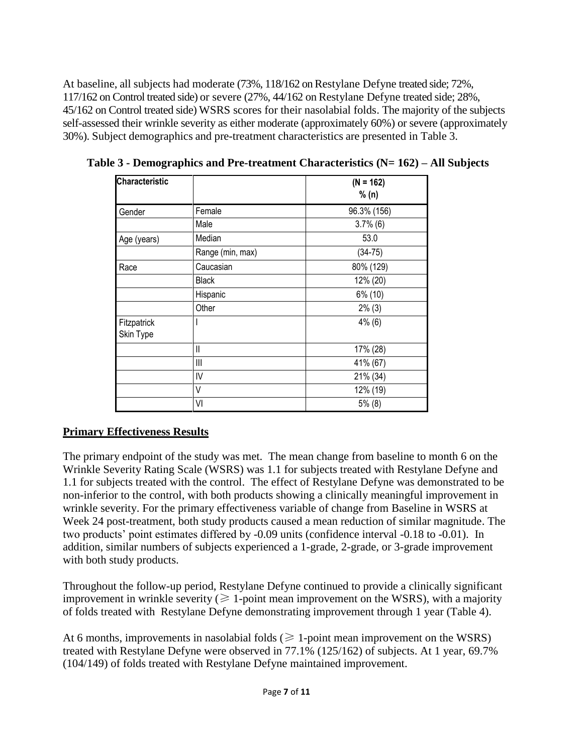At baseline, all subjects had moderate (73%, 118/162 on Restylane Defyne treated side; 72%, 117/162 on Control treated side) or severe (27%, 44/162 on Restylane Defyne treated side; 28%, 45/162 on Control treated side) WSRS scores for their nasolabial folds. The majority of the subjects self-assessed their wrinkle severity as either moderate (approximately 60%) or severe (approximately 30%). Subject demographics and pre-treatment characteristics are presented in Table 3.

**Table 3 - Demographics and Pre-treatment Characteristics (N= 162) – All Subjects**

| Characteristic | | (N = 162) % (n) |
|---|---|---|
| Gender | Female | 96.3% (156) |
| | Male | 3.7% (6) |
| Age (years) | Median | 53.0 |
| | Range (min, max) | (34-75) |
| Race | Caucasian | 80% (129) |
| | Black | 12% (20) |
| | Hispanic | 6% (10) |
| | Other | 2% (3) |
| Fitzpatrick Skin Type | I | 4% (6) |
| | II | 17% (28) |
| | III | 41% (67) |
| | IV | 21% (34) |
| | V | 12% (19) |
| | VI | 5% (8) |

## Primary Effectiveness Results

The primary endpoint of the study was met. The mean change from baseline to month 6 on the Wrinkle Severity Rating Scale (WSRS) was 1.1 for subjects treated with Restylane Defyne and 1.1 for subjects treated with the control. The effect of Restylane Defyne was demonstrated to be non-inferior to the control, with both products showing a clinically meaningful improvement in wrinkle severity. For the primary effectiveness variable of change from Baseline in WSRS at Week 24 post-treatment, both study products caused a mean reduction of similar magnitude. The two products' point estimates differed by -0.09 units (confidence interval -0.18 to -0.01). In addition, similar numbers of subjects experienced a 1-grade, 2-grade, or 3-grade improvement with both study products.

Throughout the follow-up period, Restylane Defyne continued to provide a clinically significant improvement in wrinkle severity ($\geqslant$ 1-point mean improvement on the WSRS), with a majority of folds treated with Restylane Defyne demonstrating improvement through 1 year (Table 4).

At 6 months, improvements in nasolabial folds ($\geqslant$ 1-point mean improvement on the WSRS) treated with Restylane Defyne were observed in 77.1% (125/162) of subjects. At 1 year, 69.7% (104/149) of folds treated with Restylane Defyne maintained improvement.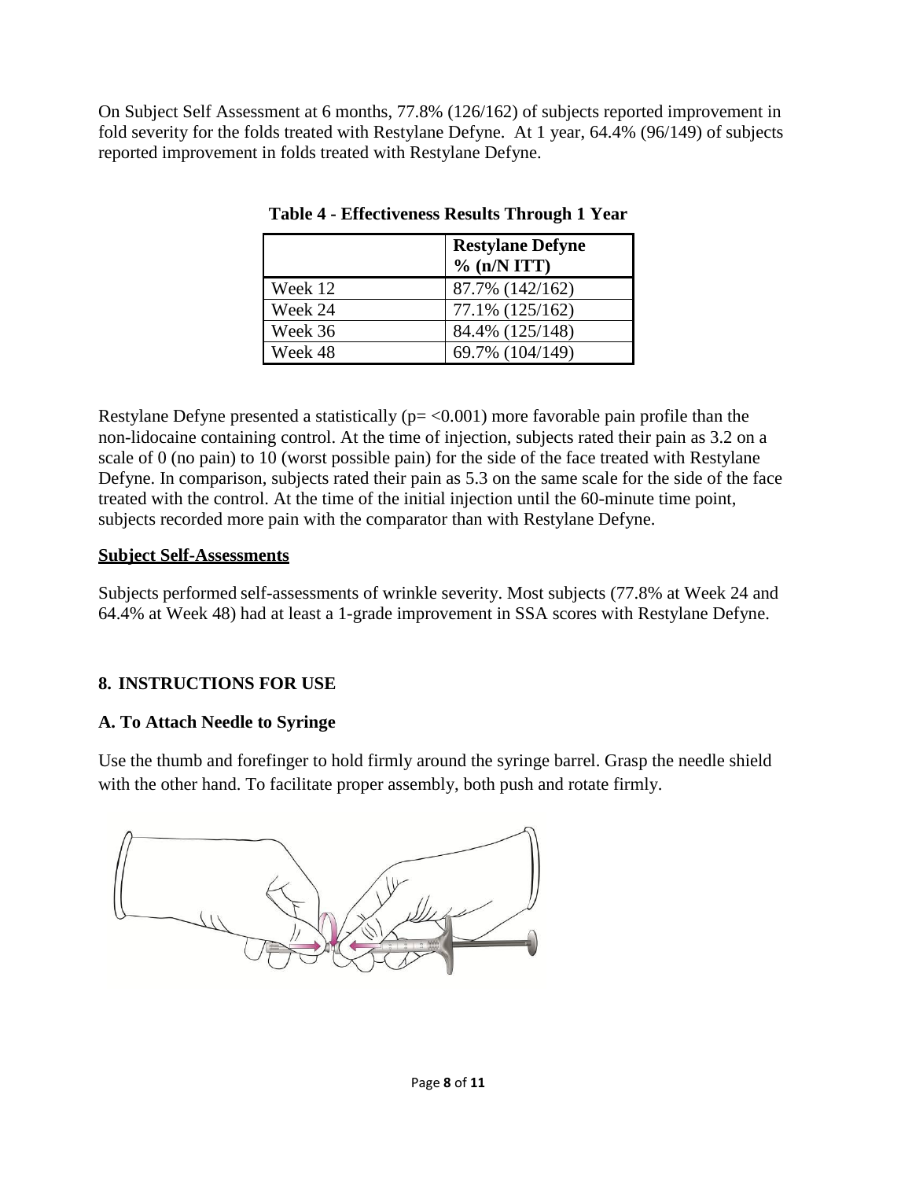On Subject Self Assessment at 6 months, 77.8% (126/162) of subjects reported improvement in fold severity for the folds treated with Restylane Defyne. At 1 year, 64.4% (96/149) of subjects reported improvement in folds treated with Restylane Defyne.

**Table 4 - Effectiveness Results Through 1 Year**

| | **Restylane Defyne % (n/N ITT)** |
|---|---|
| Week 12 | 87.7% (142/162) |
| Week 24 | 77.1% (125/162) |
| Week 36 | 84.4% (125/148) |
| Week 48 | 69.7% (104/149) |

Restylane Defyne presented a statistically (p= <0.001) more favorable pain profile than the non-lidocaine containing control. At the time of injection, subjects rated their pain as 3.2 on a scale of 0 (no pain) to 10 (worst possible pain) for the side of the face treated with Restylane Defyne. In comparison, subjects rated their pain as 5.3 on the same scale for the side of the face treated with the control. At the time of the initial injection until the 60-minute time point, subjects recorded more pain with the comparator than with Restylane Defyne.

**Subject Self-Assessments**

Subjects performed self-assessments of wrinkle severity. Most subjects (77.8% at Week 24 and 64.4% at Week 48) had at least a 1-grade improvement in SSA scores with Restylane Defyne.

## 8. INSTRUCTIONS FOR USE

### A. To Attach Needle to Syringe

Use the thumb and forefinger to hold firmly around the syringe barrel. Grasp the needle shield with the other hand. To facilitate proper assembly, both push and rotate firmly.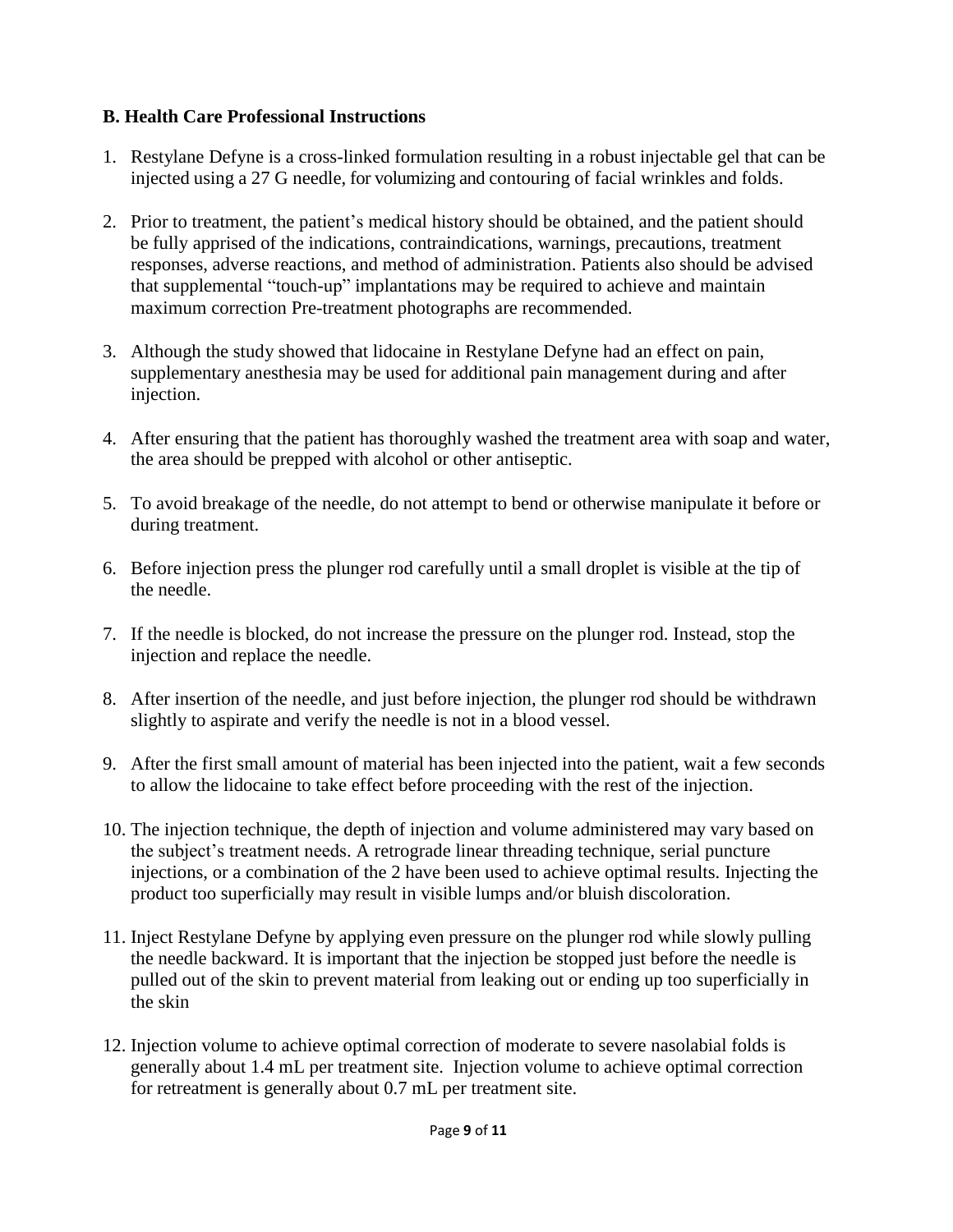### B. Health Care Professional Instructions

1. Restylane Defyne is a cross-linked formulation resulting in a robust injectable gel that can be injected using a 27 G needle, for volumizing and contouring of facial wrinkles and folds.

2. Prior to treatment, the patient's medical history should be obtained, and the patient should be fully apprised of the indications, contraindications, warnings, precautions, treatment responses, adverse reactions, and method of administration. Patients also should be advised that supplemental "touch-up" implantations may be required to achieve and maintain maximum correction Pre-treatment photographs are recommended.

3. Although the study showed that lidocaine in Restylane Defyne had an effect on pain, supplementary anesthesia may be used for additional pain management during and after injection.

4. After ensuring that the patient has thoroughly washed the treatment area with soap and water, the area should be prepped with alcohol or other antiseptic.

5. To avoid breakage of the needle, do not attempt to bend or otherwise manipulate it before or during treatment.

6. Before injection press the plunger rod carefully until a small droplet is visible at the tip of the needle.

7. If the needle is blocked, do not increase the pressure on the plunger rod. Instead, stop the injection and replace the needle.

8. After insertion of the needle, and just before injection, the plunger rod should be withdrawn slightly to aspirate and verify the needle is not in a blood vessel.

9. After the first small amount of material has been injected into the patient, wait a few seconds to allow the lidocaine to take effect before proceeding with the rest of the injection.

10. The injection technique, the depth of injection and volume administered may vary based on the subject's treatment needs. A retrograde linear threading technique, serial puncture injections, or a combination of the 2 have been used to achieve optimal results. Injecting the product too superficially may result in visible lumps and/or bluish discoloration.

11. Inject Restylane Defyne by applying even pressure on the plunger rod while slowly pulling the needle backward. It is important that the injection be stopped just before the needle is pulled out of the skin to prevent material from leaking out or ending up too superficially in the skin

12. Injection volume to achieve optimal correction of moderate to severe nasolabial folds is generally about 1.4 mL per treatment site. Injection volume to achieve optimal correction for retreatment is generally about 0.7 mL per treatment site.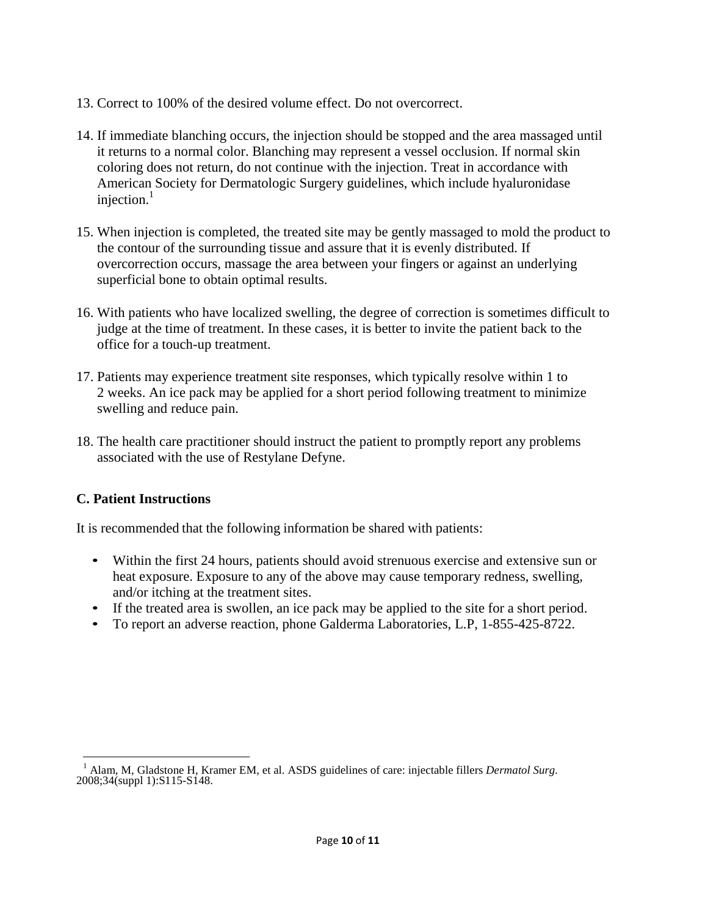13. Correct to 100% of the desired volume effect. Do not overcorrect.

14. If immediate blanching occurs, the injection should be stopped and the area massaged until it returns to a normal color. Blanching may represent a vessel occlusion. If normal skin coloring does not return, do not continue with the injection. Treat in accordance with American Society for Dermatologic Surgery guidelines, which include hyaluronidase injection.[1]

15. When injection is completed, the treated site may be gently massaged to mold the product to the contour of the surrounding tissue and assure that it is evenly distributed. If overcorrection occurs, massage the area between your fingers or against an underlying superficial bone to obtain optimal results.

16. With patients who have localized swelling, the degree of correction is sometimes difficult to judge at the time of treatment. In these cases, it is better to invite the patient back to the office for a touch-up treatment.

17. Patients may experience treatment site responses, which typically resolve within 1 to 2 weeks. An ice pack may be applied for a short period following treatment to minimize swelling and reduce pain.

18. The health care practitioner should instruct the patient to promptly report any problems associated with the use of Restylane Defyne.

### C. Patient Instructions

It is recommended that the following information be shared with patients:

- Within the first 24 hours, patients should avoid strenuous exercise and extensive sun or heat exposure. Exposure to any of the above may cause temporary redness, swelling, and/or itching at the treatment sites.
- If the treated area is swollen, an ice pack may be applied to the site for a short period.
- To report an adverse reaction, phone Galderma Laboratories, L.P, 1-855-425-8722.

---

[1] Alam, M, Gladstone H, Kramer EM, et al. ASDS guidelines of care: injectable fillers *Dermatol Surg*. 2008;34(suppl 1):S115-S148.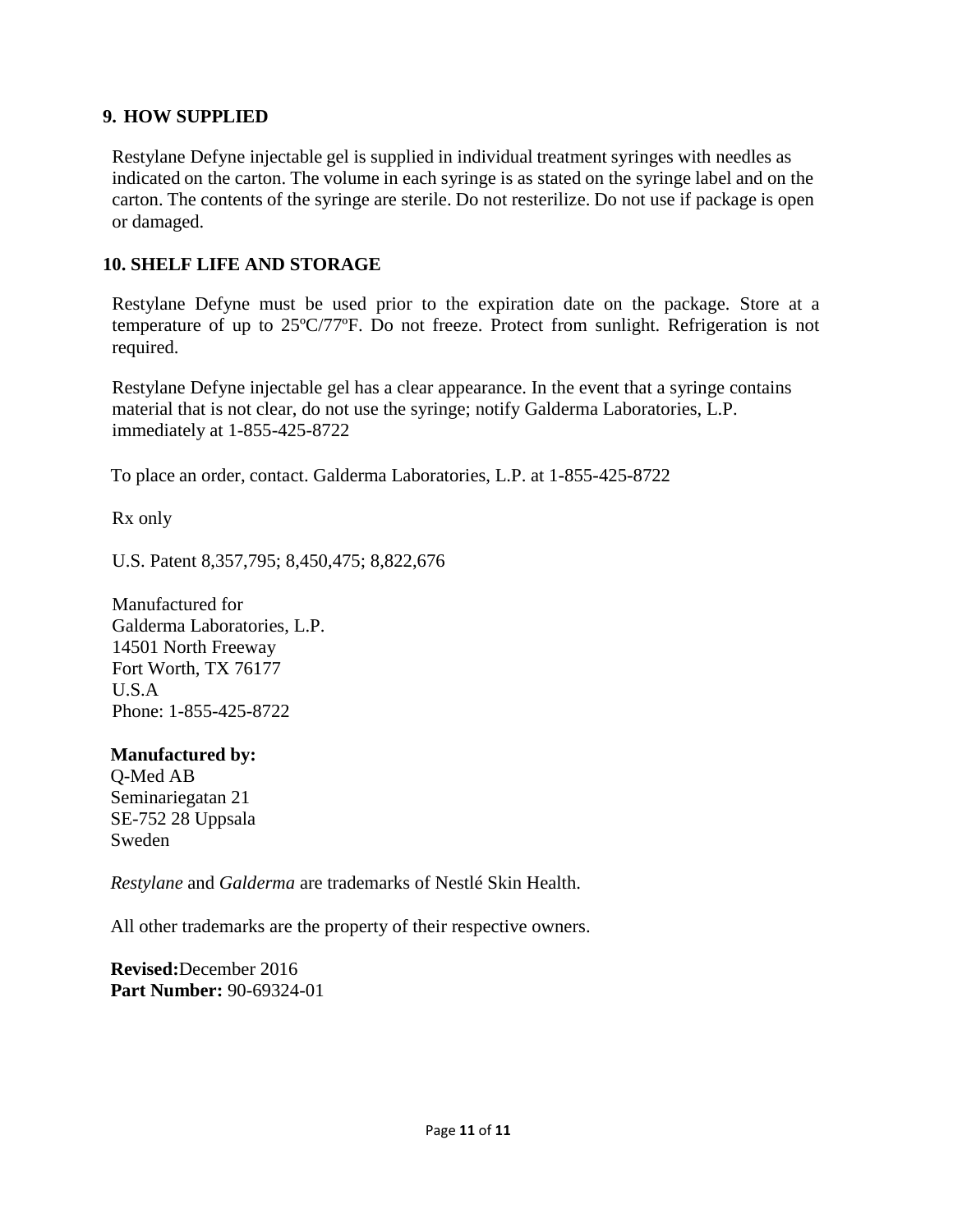## 9. HOW SUPPLIED

Restylane Defyne injectable gel is supplied in individual treatment syringes with needles as indicated on the carton. The volume in each syringe is as stated on the syringe label and on the carton. The contents of the syringe are sterile. Do not resterilize. Do not use if package is open or damaged.

## 10. SHELF LIFE AND STORAGE

Restylane Defyne must be used prior to the expiration date on the package. Store at a temperature of up to 25ºC/77ºF. Do not freeze. Protect from sunlight. Refrigeration is not required.

Restylane Defyne injectable gel has a clear appearance. In the event that a syringe contains material that is not clear, do not use the syringe; notify Galderma Laboratories, L.P. immediately at 1-855-425-8722

To place an order, contact. Galderma Laboratories, L.P. at 1-855-425-8722

Rx only

U.S. Patent 8,357,795; 8,450,475; 8,822,676

Manufactured for
Galderma Laboratories, L.P.
14501 North Freeway
Fort Worth, TX 76177
U.S.A
Phone: 1-855-425-8722

**Manufactured by:**
Q-Med AB
Seminariegatan 21
SE-752 28 Uppsala
Sweden

*Restylane* and *Galderma* are trademarks of Nestlé Skin Health.

All other trademarks are the property of their respective owners.

**Revised:**December 2016
**Part Number:** 90-69324-01